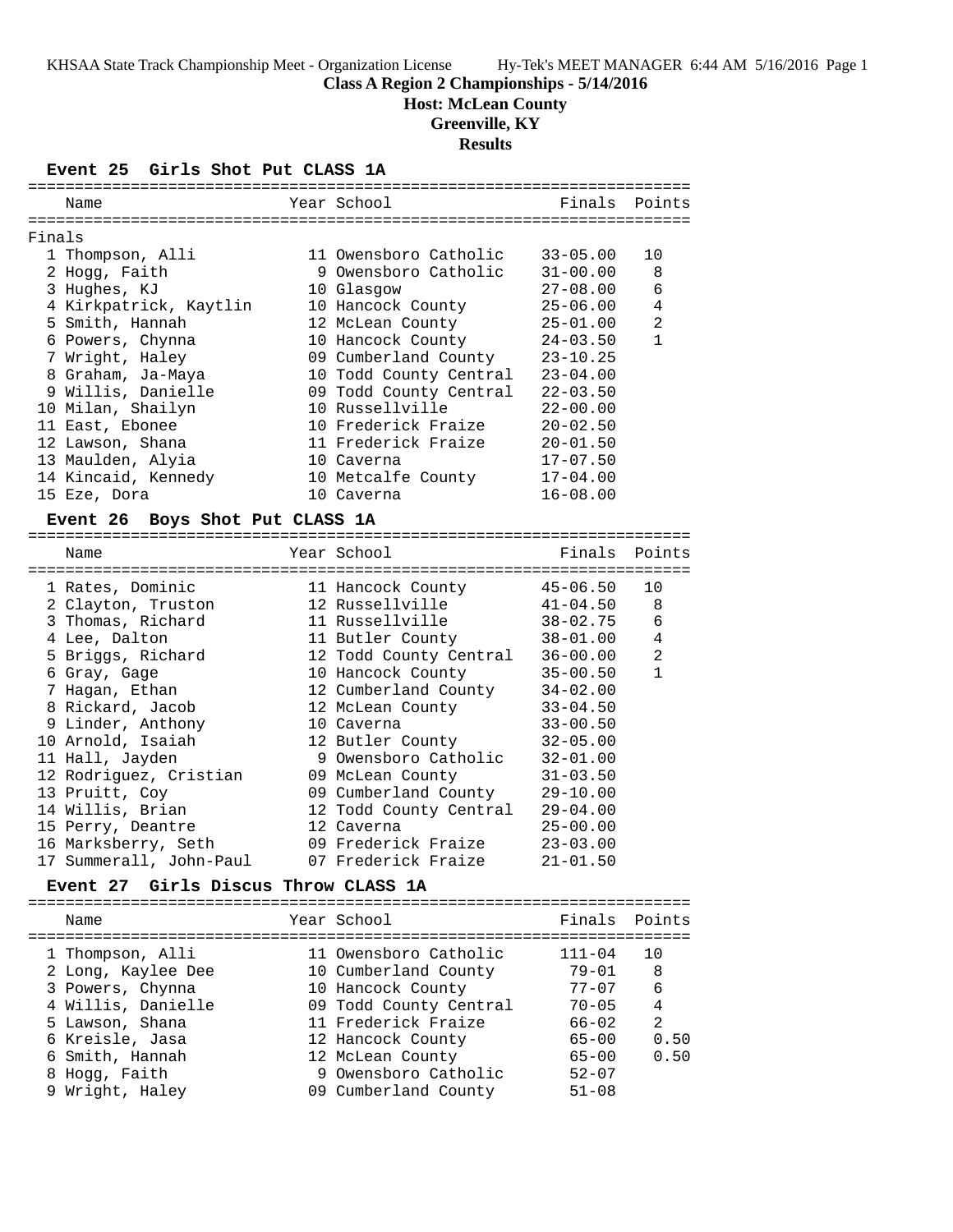KHSAA State Track Championship Meet - Organization License    Hy-Tek's MEET MANAGER 6:44 AM 5/16/2016 Page 1

# Class A Region 2 Championships - 5/14/2016

**Host: McLean County**

**Greenville, KY**

**Results**

## Event 25 Girls Shot Put CLASS 1A

Finals

| Place | Name | Year | School | Finals | Points |
|---|---|---|---|---|---|
| 1 | Thompson, Alli | 11 | Owensboro Catholic | 33-05.00 | 10 |
| 2 | Hogg, Faith | 9 | Owensboro Catholic | 31-00.00 | 8 |
| 3 | Hughes, KJ | 10 | Glasgow | 27-08.00 | 6 |
| 4 | Kirkpatrick, Kaytlin | 10 | Hancock County | 25-06.00 | 4 |
| 5 | Smith, Hannah | 12 | McLean County | 25-01.00 | 2 |
| 6 | Powers, Chynna | 10 | Hancock County | 24-03.50 | 1 |
| 7 | Wright, Haley | 09 | Cumberland County | 23-10.25 | |
| 8 | Graham, Ja-Maya | 10 | Todd County Central | 23-04.00 | |
| 9 | Willis, Danielle | 09 | Todd County Central | 22-03.50 | |
| 10 | Milan, Shailyn | 10 | Russellville | 22-00.00 | |
| 11 | East, Ebonee | 10 | Frederick Fraize | 20-02.50 | |
| 12 | Lawson, Shana | 11 | Frederick Fraize | 20-01.50 | |
| 13 | Maulden, Alyia | 10 | Caverna | 17-07.50 | |
| 14 | Kincaid, Kennedy | 10 | Metcalfe County | 17-04.00 | |
| 15 | Eze, Dora | 10 | Caverna | 16-08.00 | |

## Event 26 Boys Shot Put CLASS 1A

| Place | Name | Year | School | Finals | Points |
|---|---|---|---|---|---|
| 1 | Rates, Dominic | 11 | Hancock County | 45-06.50 | 10 |
| 2 | Clayton, Truston | 12 | Russellville | 41-04.50 | 8 |
| 3 | Thomas, Richard | 11 | Russellville | 38-02.75 | 6 |
| 4 | Lee, Dalton | 11 | Butler County | 38-01.00 | 4 |
| 5 | Briggs, Richard | 12 | Todd County Central | 36-00.00 | 2 |
| 6 | Gray, Gage | 10 | Hancock County | 35-00.50 | 1 |
| 7 | Hagan, Ethan | 12 | Cumberland County | 34-02.00 | |
| 8 | Rickard, Jacob | 12 | McLean County | 33-04.50 | |
| 9 | Linder, Anthony | 10 | Caverna | 33-00.50 | |
| 10 | Arnold, Isaiah | 12 | Butler County | 32-05.00 | |
| 11 | Hall, Jayden | 9 | Owensboro Catholic | 32-01.00 | |
| 12 | Rodriguez, Cristian | 09 | McLean County | 31-03.50 | |
| 13 | Pruitt, Coy | 09 | Cumberland County | 29-10.00 | |
| 14 | Willis, Brian | 12 | Todd County Central | 29-04.00 | |
| 15 | Perry, Deantre | 12 | Caverna | 25-00.00 | |
| 16 | Marksberry, Seth | 09 | Frederick Fraize | 23-03.00 | |
| 17 | Summerall, John-Paul | 07 | Frederick Fraize | 21-01.50 | |

## Event 27 Girls Discus Throw CLASS 1A

| Place | Name | Year | School | Finals | Points |
|---|---|---|---|---|---|
| 1 | Thompson, Alli | 11 | Owensboro Catholic | 111-04 | 10 |
| 2 | Long, Kaylee Dee | 10 | Cumberland County | 79-01 | 8 |
| 3 | Powers, Chynna | 10 | Hancock County | 77-07 | 6 |
| 4 | Willis, Danielle | 09 | Todd County Central | 70-05 | 4 |
| 5 | Lawson, Shana | 11 | Frederick Fraize | 66-02 | 2 |
| 6 | Kreisle, Jasa | 12 | Hancock County | 65-00 | 0.50 |
| 6 | Smith, Hannah | 12 | McLean County | 65-00 | 0.50 |
| 8 | Hogg, Faith | 9 | Owensboro Catholic | 52-07 | |
| 9 | Wright, Haley | 09 | Cumberland County | 51-08 | |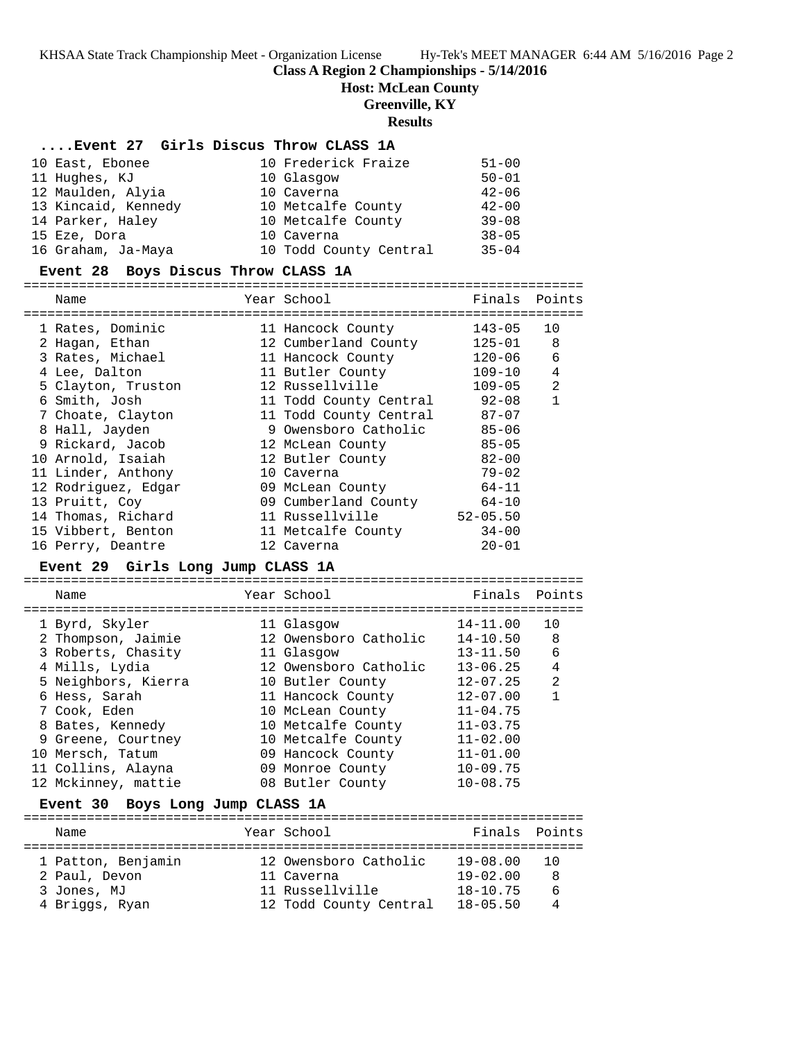## Class A Region 2 Championships - 5/14/2016

**Host: McLean County**

**Greenville, KY**

**Results**

### ....Event 27 Girls Discus Throw CLASS 1A

| Name | Year | School | Finals |
|---|---|---|---|
| 10 East, Ebonee | 10 | Frederick Fraize | 51-00 |
| 11 Hughes, KJ | 10 | Glasgow | 50-01 |
| 12 Maulden, Alyia | 10 | Caverna | 42-06 |
| 13 Kincaid, Kennedy | 10 | Metcalfe County | 42-00 |
| 14 Parker, Haley | 10 | Metcalfe County | 39-08 |
| 15 Eze, Dora | 10 | Caverna | 38-05 |
| 16 Graham, Ja-Maya | 10 | Todd County Central | 35-04 |

### Event 28 Boys Discus Throw CLASS 1A

| Name | Year | School | Finals | Points |
|---|---|---|---|---|
| 1 Rates, Dominic | 11 | Hancock County | 143-05 | 10 |
| 2 Hagan, Ethan | 12 | Cumberland County | 125-01 | 8 |
| 3 Rates, Michael | 11 | Hancock County | 120-06 | 6 |
| 4 Lee, Dalton | 11 | Butler County | 109-10 | 4 |
| 5 Clayton, Truston | 12 | Russellville | 109-05 | 2 |
| 6 Smith, Josh | 11 | Todd County Central | 92-08 | 1 |
| 7 Choate, Clayton | 11 | Todd County Central | 87-07 | |
| 8 Hall, Jayden | 9 | Owensboro Catholic | 85-06 | |
| 9 Rickard, Jacob | 12 | McLean County | 85-05 | |
| 10 Arnold, Isaiah | 12 | Butler County | 82-00 | |
| 11 Linder, Anthony | 10 | Caverna | 79-02 | |
| 12 Rodriguez, Edgar | 09 | McLean County | 64-11 | |
| 13 Pruitt, Coy | 09 | Cumberland County | 64-10 | |
| 14 Thomas, Richard | 11 | Russellville | 52-05.50 | |
| 15 Vibbert, Benton | 11 | Metcalfe County | 34-00 | |
| 16 Perry, Deantre | 12 | Caverna | 20-01 | |

### Event 29 Girls Long Jump CLASS 1A

| Name | Year | School | Finals | Points |
|---|---|---|---|---|
| 1 Byrd, Skyler | 11 | Glasgow | 14-11.00 | 10 |
| 2 Thompson, Jaimie | 12 | Owensboro Catholic | 14-10.50 | 8 |
| 3 Roberts, Chasity | 11 | Glasgow | 13-11.50 | 6 |
| 4 Mills, Lydia | 12 | Owensboro Catholic | 13-06.25 | 4 |
| 5 Neighbors, Kierra | 10 | Butler County | 12-07.25 | 2 |
| 6 Hess, Sarah | 11 | Hancock County | 12-07.00 | 1 |
| 7 Cook, Eden | 10 | McLean County | 11-04.75 | |
| 8 Bates, Kennedy | 10 | Metcalfe County | 11-03.75 | |
| 9 Greene, Courtney | 10 | Metcalfe County | 11-02.00 | |
| 10 Mersch, Tatum | 09 | Hancock County | 11-01.00 | |
| 11 Collins, Alayna | 09 | Monroe County | 10-09.75 | |
| 12 Mckinney, mattie | 08 | Butler County | 10-08.75 | |

### Event 30 Boys Long Jump CLASS 1A

| Name | Year | School | Finals | Points |
|---|---|---|---|---|
| 1 Patton, Benjamin | 12 | Owensboro Catholic | 19-08.00 | 10 |
| 2 Paul, Devon | 11 | Caverna | 19-02.00 | 8 |
| 3 Jones, MJ | 11 | Russellville | 18-10.75 | 6 |
| 4 Briggs, Ryan | 12 | Todd County Central | 18-05.50 | 4 |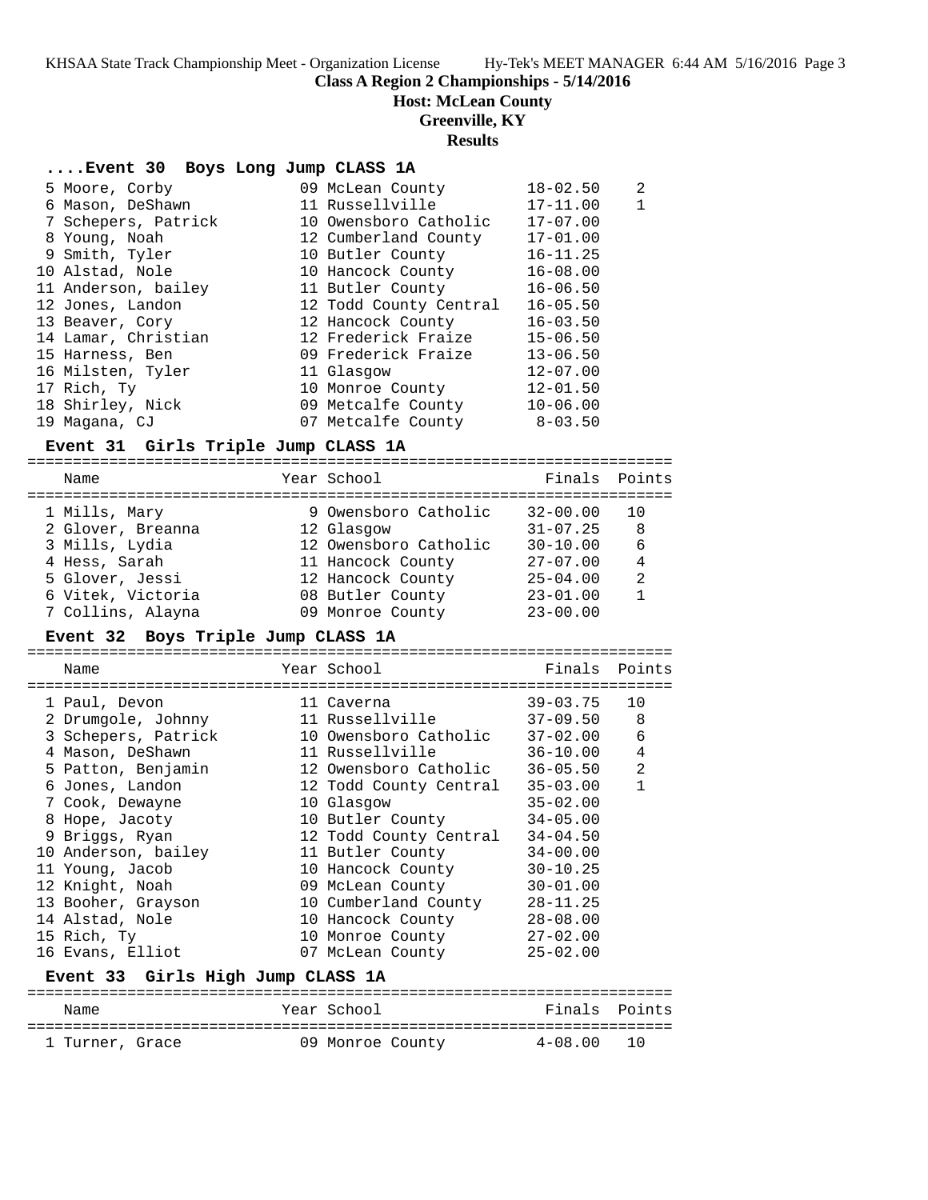**Class A Region 2 Championships - 5/14/2016**

**Host: McLean County**

**Greenville, KY**

**Results**

### ....Event 30 Boys Long Jump CLASS 1A

| Place | Name | Year | School | Finals | Points |
|---|---|---|---|---|---|
| 5 | Moore, Corby | 09 | McLean County | 18-02.50 | 2 |
| 6 | Mason, DeShawn | 11 | Russellville | 17-11.00 | 1 |
| 7 | Schepers, Patrick | 10 | Owensboro Catholic | 17-07.00 | |
| 8 | Young, Noah | 12 | Cumberland County | 17-01.00 | |
| 9 | Smith, Tyler | 10 | Butler County | 16-11.25 | |
| 10 | Alstad, Nole | 10 | Hancock County | 16-08.00 | |
| 11 | Anderson, bailey | 11 | Butler County | 16-06.50 | |
| 12 | Jones, Landon | 12 | Todd County Central | 16-05.50 | |
| 13 | Beaver, Cory | 12 | Hancock County | 16-03.50 | |
| 14 | Lamar, Christian | 12 | Frederick Fraize | 15-06.50 | |
| 15 | Harness, Ben | 09 | Frederick Fraize | 13-06.50 | |
| 16 | Milsten, Tyler | 11 | Glasgow | 12-07.00 | |
| 17 | Rich, Ty | 10 | Monroe County | 12-01.50 | |
| 18 | Shirley, Nick | 09 | Metcalfe County | 10-06.00 | |
| 19 | Magana, CJ | 07 | Metcalfe County | 8-03.50 | |

### Event 31 Girls Triple Jump CLASS 1A

| Place | Name | Year | School | Finals | Points |
|---|---|---|---|---|---|
| 1 | Mills, Mary | 9 | Owensboro Catholic | 32-00.00 | 10 |
| 2 | Glover, Breanna | 12 | Glasgow | 31-07.25 | 8 |
| 3 | Mills, Lydia | 12 | Owensboro Catholic | 30-10.00 | 6 |
| 4 | Hess, Sarah | 11 | Hancock County | 27-07.00 | 4 |
| 5 | Glover, Jessi | 12 | Hancock County | 25-04.00 | 2 |
| 6 | Vitek, Victoria | 08 | Butler County | 23-01.00 | 1 |
| 7 | Collins, Alayna | 09 | Monroe County | 23-00.00 | |

### Event 32 Boys Triple Jump CLASS 1A

| Place | Name | Year | School | Finals | Points |
|---|---|---|---|---|---|
| 1 | Paul, Devon | 11 | Caverna | 39-03.75 | 10 |
| 2 | Drumgole, Johnny | 11 | Russellville | 37-09.50 | 8 |
| 3 | Schepers, Patrick | 10 | Owensboro Catholic | 37-02.00 | 6 |
| 4 | Mason, DeShawn | 11 | Russellville | 36-10.00 | 4 |
| 5 | Patton, Benjamin | 12 | Owensboro Catholic | 36-05.50 | 2 |
| 6 | Jones, Landon | 12 | Todd County Central | 35-03.00 | 1 |
| 7 | Cook, Dewayne | 10 | Glasgow | 35-02.00 | |
| 8 | Hope, Jacoty | 10 | Butler County | 34-05.00 | |
| 9 | Briggs, Ryan | 12 | Todd County Central | 34-04.50 | |
| 10 | Anderson, bailey | 11 | Butler County | 34-00.00 | |
| 11 | Young, Jacob | 10 | Hancock County | 30-10.25 | |
| 12 | Knight, Noah | 09 | McLean County | 30-01.00 | |
| 13 | Booher, Grayson | 10 | Cumberland County | 28-11.25 | |
| 14 | Alstad, Nole | 10 | Hancock County | 28-08.00 | |
| 15 | Rich, Ty | 10 | Monroe County | 27-02.00 | |
| 16 | Evans, Elliot | 07 | McLean County | 25-02.00 | |

### Event 33 Girls High Jump CLASS 1A

| Place | Name | Year | School | Finals | Points |
|---|---|---|---|---|---|
| 1 | Turner, Grace | 09 | Monroe County | 4-08.00 | 10 |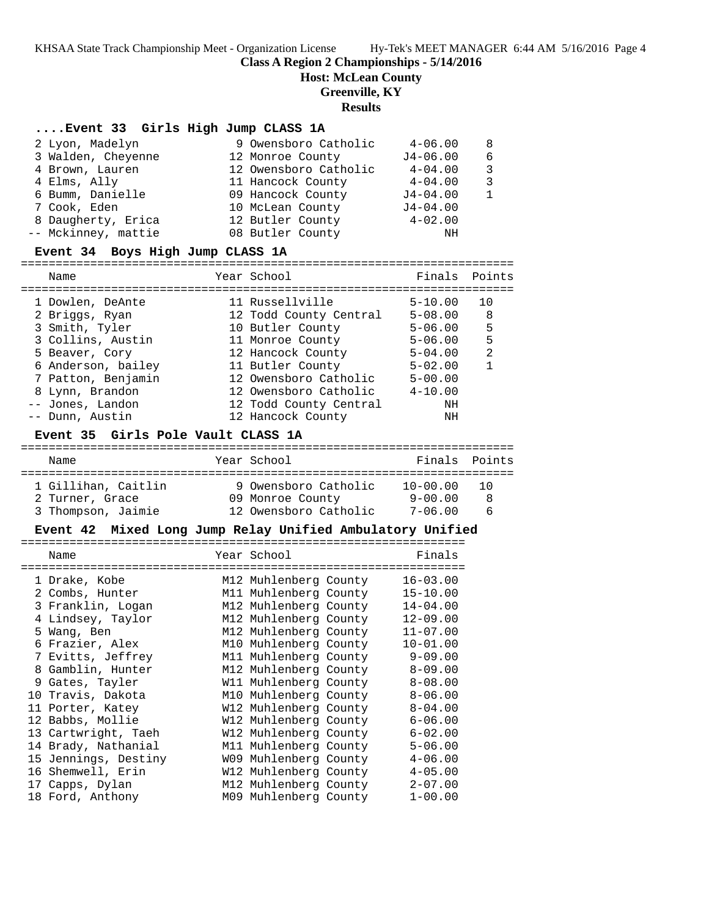**Class A Region 2 Championships - 5/14/2016**

**Host: McLean County**

**Greenville, KY**

**Results**

### ....Event 33 Girls High Jump CLASS 1A

| Place | Name | Year | School | Finals | Points |
|---|---|---|---|---|---|
| 2 | Lyon, Madelyn | 9 | Owensboro Catholic | 4-06.00 | 8 |
| 3 | Walden, Cheyenne | 12 | Monroe County | J4-06.00 | 6 |
| 4 | Brown, Lauren | 12 | Owensboro Catholic | 4-04.00 | 3 |
| 4 | Elms, Ally | 11 | Hancock County | 4-04.00 | 3 |
| 6 | Bumm, Danielle | 09 | Hancock County | J4-04.00 | 1 |
| 7 | Cook, Eden | 10 | McLean County | J4-04.00 | |
| 8 | Daugherty, Erica | 12 | Butler County | 4-02.00 | |
| -- | Mckinney, mattie | 08 | Butler County | NH | |

### Event 34 Boys High Jump CLASS 1A

| Place | Name | Year | School | Finals | Points |
|---|---|---|---|---|---|
| 1 | Dowlen, DeAnte | 11 | Russellville | 5-10.00 | 10 |
| 2 | Briggs, Ryan | 12 | Todd County Central | 5-08.00 | 8 |
| 3 | Smith, Tyler | 10 | Butler County | 5-06.00 | 5 |
| 3 | Collins, Austin | 11 | Monroe County | 5-06.00 | 5 |
| 5 | Beaver, Cory | 12 | Hancock County | 5-04.00 | 2 |
| 6 | Anderson, bailey | 11 | Butler County | 5-02.00 | 1 |
| 7 | Patton, Benjamin | 12 | Owensboro Catholic | 5-00.00 | |
| 8 | Lynn, Brandon | 12 | Owensboro Catholic | 4-10.00 | |
| -- | Jones, Landon | 12 | Todd County Central | NH | |
| -- | Dunn, Austin | 12 | Hancock County | NH | |

### Event 35 Girls Pole Vault CLASS 1A

| Place | Name | Year | School | Finals | Points |
|---|---|---|---|---|---|
| 1 | Gillihan, Caitlin | 9 | Owensboro Catholic | 10-00.00 | 10 |
| 2 | Turner, Grace | 09 | Monroe County | 9-00.00 | 8 |
| 3 | Thompson, Jaimie | 12 | Owensboro Catholic | 7-06.00 | 6 |

### Event 42 Mixed Long Jump Relay Unified Ambulatory Unified

| Place | Name | Year | School | Finals |
|---|---|---|---|---|
| 1 | Drake, Kobe | M12 | Muhlenberg County | 16-03.00 |
| 2 | Combs, Hunter | M11 | Muhlenberg County | 15-10.00 |
| 3 | Franklin, Logan | M12 | Muhlenberg County | 14-04.00 |
| 4 | Lindsey, Taylor | M12 | Muhlenberg County | 12-09.00 |
| 5 | Wang, Ben | M12 | Muhlenberg County | 11-07.00 |
| 6 | Frazier, Alex | M10 | Muhlenberg County | 10-01.00 |
| 7 | Evitts, Jeffrey | M11 | Muhlenberg County | 9-09.00 |
| 8 | Gamblin, Hunter | M12 | Muhlenberg County | 8-09.00 |
| 9 | Gates, Tayler | W11 | Muhlenberg County | 8-08.00 |
| 10 | Travis, Dakota | M10 | Muhlenberg County | 8-06.00 |
| 11 | Porter, Katey | W12 | Muhlenberg County | 8-04.00 |
| 12 | Babbs, Mollie | W12 | Muhlenberg County | 6-06.00 |
| 13 | Cartwright, Taeh | W12 | Muhlenberg County | 6-02.00 |
| 14 | Brady, Nathanial | M11 | Muhlenberg County | 5-06.00 |
| 15 | Jennings, Destiny | W09 | Muhlenberg County | 4-06.00 |
| 16 | Shemwell, Erin | W12 | Muhlenberg County | 4-05.00 |
| 17 | Capps, Dylan | M12 | Muhlenberg County | 2-07.00 |
| 18 | Ford, Anthony | M09 | Muhlenberg County | 1-00.00 |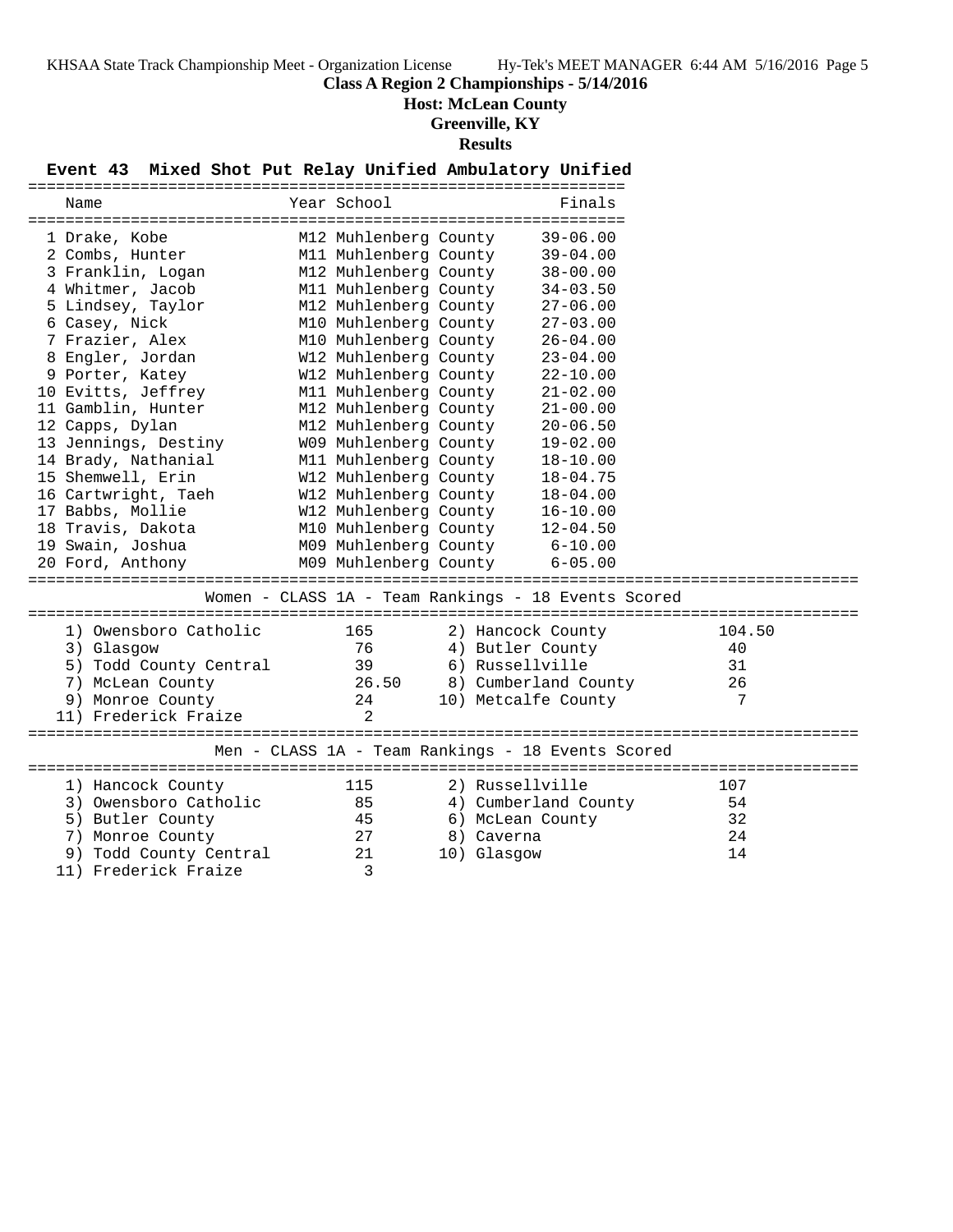**Class A Region 2 Championships - 5/14/2016**

**Host: McLean County**

**Greenville, KY**

**Results**

### Event 43 Mixed Shot Put Relay Unified Ambulatory Unified

| | Name | Year | School | Finals |
|---|---|---|---|---|
| 1 | Drake, Kobe | M12 | Muhlenberg County | 39-06.00 |
| 2 | Combs, Hunter | M11 | Muhlenberg County | 39-04.00 |
| 3 | Franklin, Logan | M12 | Muhlenberg County | 38-00.00 |
| 4 | Whitmer, Jacob | M11 | Muhlenberg County | 34-03.50 |
| 5 | Lindsey, Taylor | M12 | Muhlenberg County | 27-06.00 |
| 6 | Casey, Nick | M10 | Muhlenberg County | 27-03.00 |
| 7 | Frazier, Alex | M10 | Muhlenberg County | 26-04.00 |
| 8 | Engler, Jordan | W12 | Muhlenberg County | 23-04.00 |
| 9 | Porter, Katey | W12 | Muhlenberg County | 22-10.00 |
| 10 | Evitts, Jeffrey | M11 | Muhlenberg County | 21-02.00 |
| 11 | Gamblin, Hunter | M12 | Muhlenberg County | 21-00.00 |
| 12 | Capps, Dylan | M12 | Muhlenberg County | 20-06.50 |
| 13 | Jennings, Destiny | W09 | Muhlenberg County | 19-02.00 |
| 14 | Brady, Nathanial | M11 | Muhlenberg County | 18-10.00 |
| 15 | Shemwell, Erin | W12 | Muhlenberg County | 18-04.75 |
| 16 | Cartwright, Taeh | W12 | Muhlenberg County | 18-04.00 |
| 17 | Babbs, Mollie | W12 | Muhlenberg County | 16-10.00 |
| 18 | Travis, Dakota | M10 | Muhlenberg County | 12-04.50 |
| 19 | Swain, Joshua | M09 | Muhlenberg County | 6-10.00 |
| 20 | Ford, Anthony | M09 | Muhlenberg County | 6-05.00 |

### Women - CLASS 1A - Team Rankings - 18 Events Scored

| | | | | | |
|---|---|---|---|---|---|
| 1) | Owensboro Catholic | 165 | 2) | Hancock County | 104.50 |
| 3) | Glasgow | 76 | 4) | Butler County | 40 |
| 5) | Todd County Central | 39 | 6) | Russellville | 31 |
| 7) | McLean County | 26.50 | 8) | Cumberland County | 26 |
| 9) | Monroe County | 24 | 10) | Metcalfe County | 7 |
| 11) | Frederick Fraize | 2 | | | |

### Men - CLASS 1A - Team Rankings - 18 Events Scored

| | | | | | |
|---|---|---|---|---|---|
| 1) | Hancock County | 115 | 2) | Russellville | 107 |
| 3) | Owensboro Catholic | 85 | 4) | Cumberland County | 54 |
| 5) | Butler County | 45 | 6) | McLean County | 32 |
| 7) | Monroe County | 27 | 8) | Caverna | 24 |
| 9) | Todd County Central | 21 | 10) | Glasgow | 14 |
| 11) | Frederick Fraize | 3 | | | |